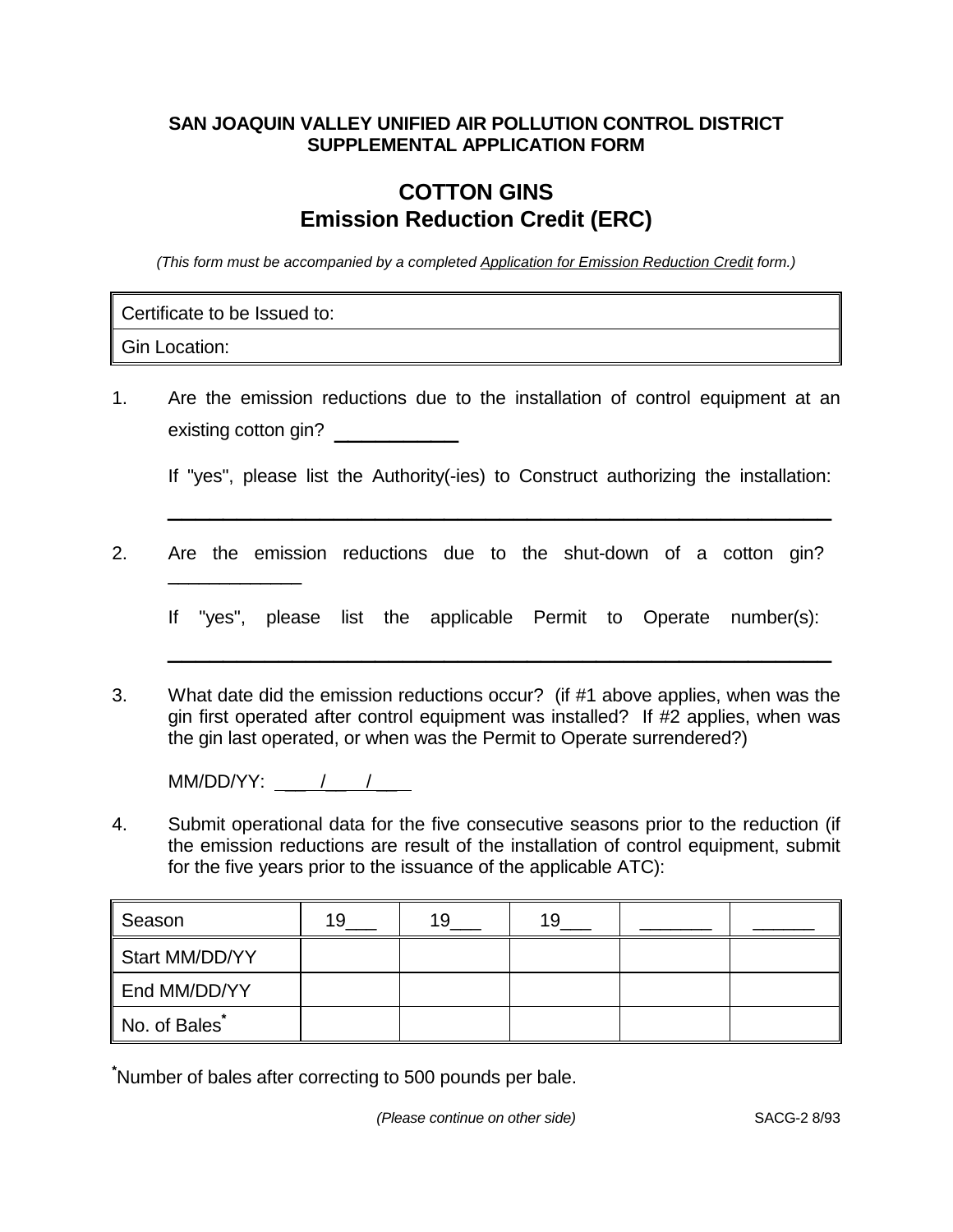**SAN JOAQUIN VALLEY UNIFIED AIR POLLUTION CONTROL DISTRICT**
**SUPPLEMENTAL APPLICATION FORM**

# COTTON GINS
## Emission Reduction Credit (ERC)

*(This form must be accompanied by a completed Application for Emission Reduction Credit form.)*

| Certificate to be Issued to: |
|---|
| Gin Location: |

1. Are the emission reductions due to the installation of control equipment at an existing cotton gin? ____________

   If "yes", please list the Authority(-ies) to Construct authorizing the installation: ____________________________________________

2. Are the emission reductions due to the shut-down of a cotton gin? ____________

   If "yes", please list the applicable Permit to Operate number(s): ____________________________________________

3. What date did the emission reductions occur? (if #1 above applies, when was the gin first operated after control equipment was installed? If #2 applies, when was the gin last operated, or when was the Permit to Operate surrendered?)

   MM/DD/YY: ___/___/___

4. Submit operational data for the five consecutive seasons prior to the reduction (if the emission reductions are result of the installation of control equipment, submit for the five years prior to the issuance of the applicable ATC):

| Season | 19___ | 19___ | 19___ | _______ | ______ |
|---|---|---|---|---|---|
| Start MM/DD/YY | | | | | |
| End MM/DD/YY | | | | | |
| No. of Bales* | | | | | |

*Number of bales after correcting to 500 pounds per bale.

*(Please continue on other side)* SACG-2 8/93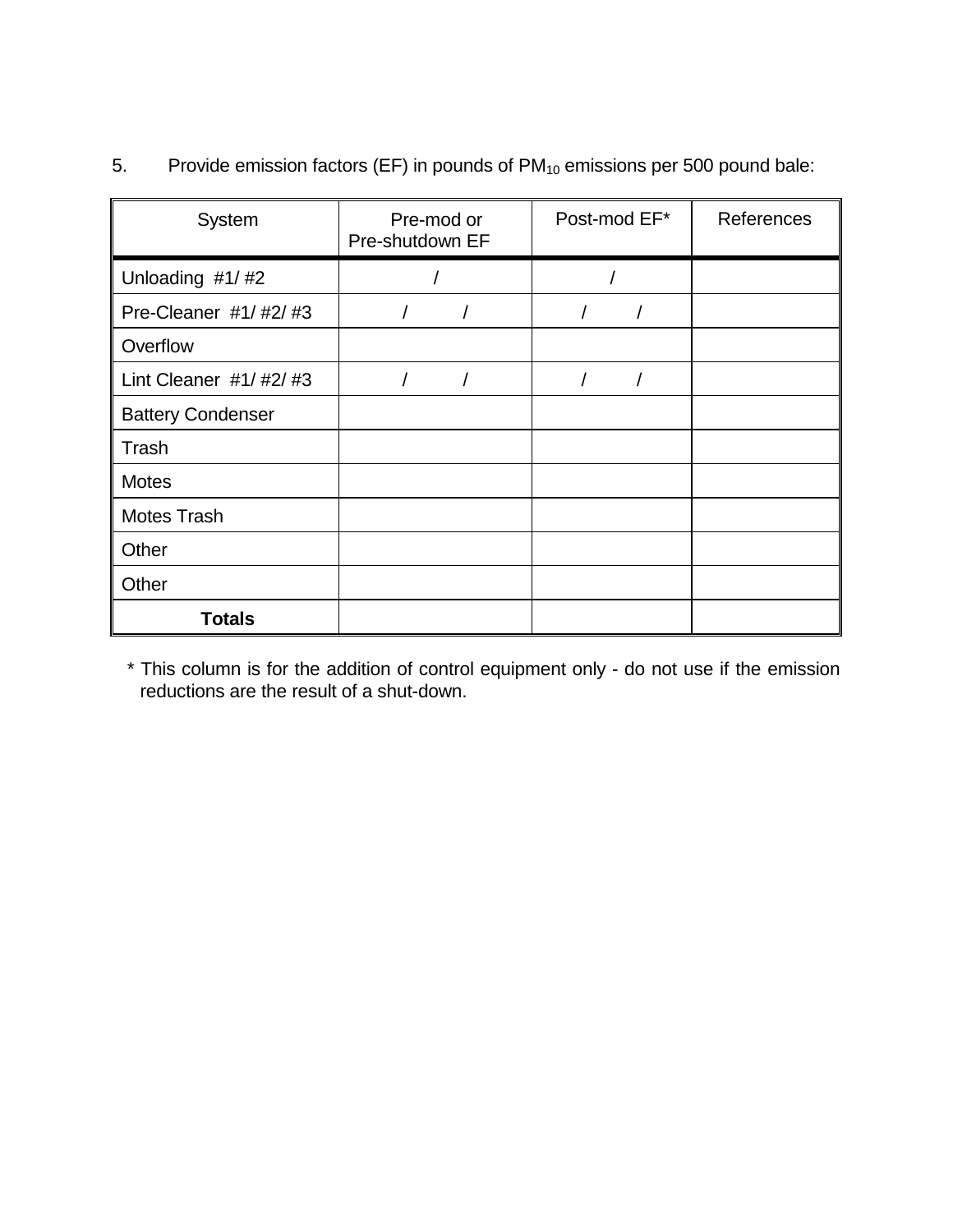5. Provide emission factors (EF) in pounds of $PM_{10}$ emissions per 500 pound bale:

| System | Pre-mod or Pre-shutdown EF | Post-mod EF* | References |
|---|---|---|---|
| Unloading #1/ #2 | / | / | |
| Pre-Cleaner #1/ #2/ #3 | / / | / / | |
| Overflow | | | |
| Lint Cleaner #1/ #2/ #3 | / / | / / | |
| Battery Condenser | | | |
| Trash | | | |
| Motes | | | |
| Motes Trash | | | |
| Other | | | |
| Other | | | |
| **Totals** | | | |

\* This column is for the addition of control equipment only - do not use if the emission reductions are the result of a shut-down.